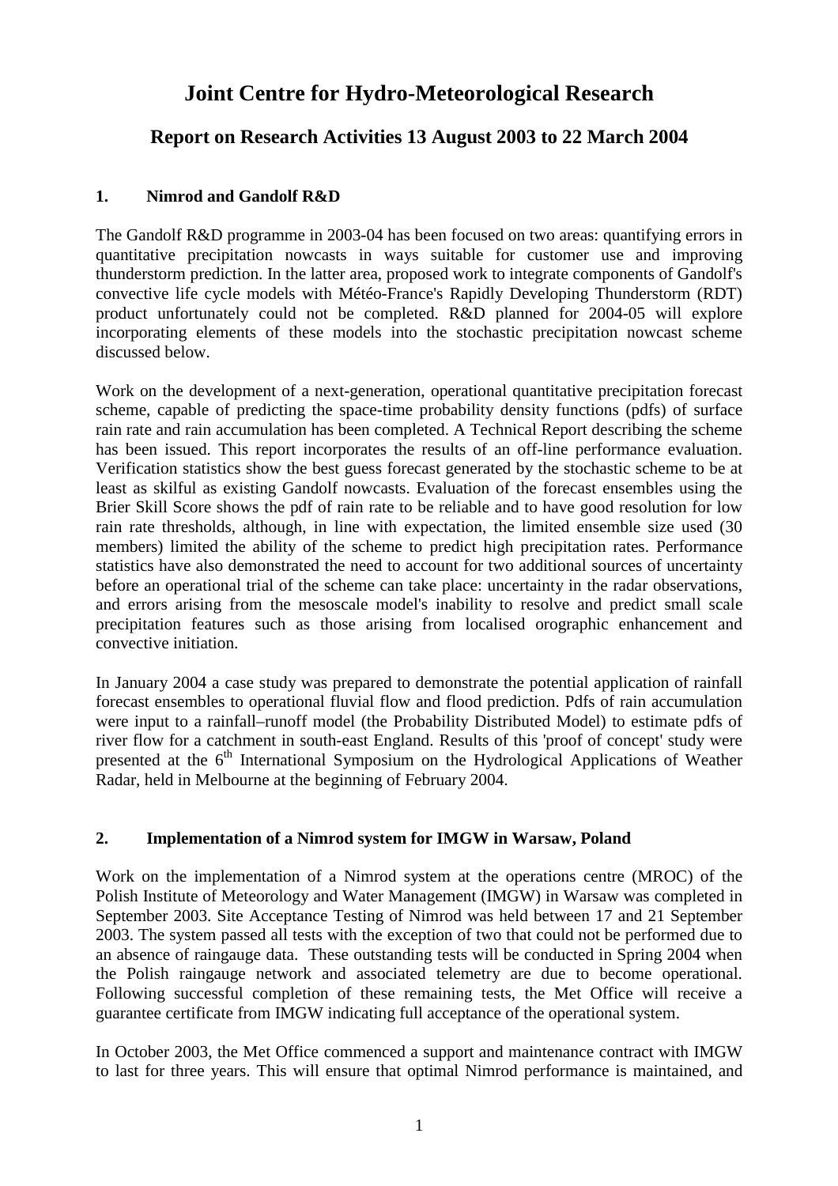# Joint Centre for Hydro-Meteorological Research

## Report on Research Activities 13 August 2003 to 22 March 2004

### 1. Nimrod and Gandolf R&D

The Gandolf R&D programme in 2003-04 has been focused on two areas: quantifying errors in quantitative precipitation nowcasts in ways suitable for customer use and improving thunderstorm prediction. In the latter area, proposed work to integrate components of Gandolf's convective life cycle models with Météo-France's Rapidly Developing Thunderstorm (RDT) product unfortunately could not be completed. R&D planned for 2004-05 will explore incorporating elements of these models into the stochastic precipitation nowcast scheme discussed below.

Work on the development of a next-generation, operational quantitative precipitation forecast scheme, capable of predicting the space-time probability density functions (pdfs) of surface rain rate and rain accumulation has been completed. A Technical Report describing the scheme has been issued. This report incorporates the results of an off-line performance evaluation. Verification statistics show the best guess forecast generated by the stochastic scheme to be at least as skilful as existing Gandolf nowcasts. Evaluation of the forecast ensembles using the Brier Skill Score shows the pdf of rain rate to be reliable and to have good resolution for low rain rate thresholds, although, in line with expectation, the limited ensemble size used (30 members) limited the ability of the scheme to predict high precipitation rates. Performance statistics have also demonstrated the need to account for two additional sources of uncertainty before an operational trial of the scheme can take place: uncertainty in the radar observations, and errors arising from the mesoscale model's inability to resolve and predict small scale precipitation features such as those arising from localised orographic enhancement and convective initiation.

In January 2004 a case study was prepared to demonstrate the potential application of rainfall forecast ensembles to operational fluvial flow and flood prediction. Pdfs of rain accumulation were input to a rainfall–runoff model (the Probability Distributed Model) to estimate pdfs of river flow for a catchment in south-east England. Results of this 'proof of concept' study were presented at the 6th International Symposium on the Hydrological Applications of Weather Radar, held in Melbourne at the beginning of February 2004.

### 2. Implementation of a Nimrod system for IMGW in Warsaw, Poland

Work on the implementation of a Nimrod system at the operations centre (MROC) of the Polish Institute of Meteorology and Water Management (IMGW) in Warsaw was completed in September 2003. Site Acceptance Testing of Nimrod was held between 17 and 21 September 2003. The system passed all tests with the exception of two that could not be performed due to an absence of raingauge data. These outstanding tests will be conducted in Spring 2004 when the Polish raingauge network and associated telemetry are due to become operational. Following successful completion of these remaining tests, the Met Office will receive a guarantee certificate from IMGW indicating full acceptance of the operational system.

In October 2003, the Met Office commenced a support and maintenance contract with IMGW to last for three years. This will ensure that optimal Nimrod performance is maintained, and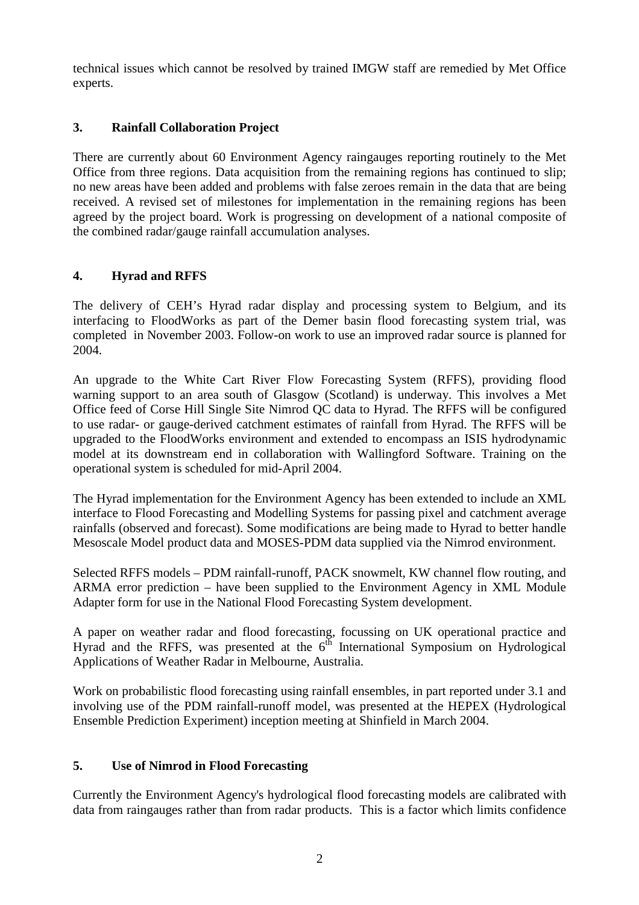technical issues which cannot be resolved by trained IMGW staff are remedied by Met Office experts.

## 3. Rainfall Collaboration Project

There are currently about 60 Environment Agency raingauges reporting routinely to the Met Office from three regions. Data acquisition from the remaining regions has continued to slip; no new areas have been added and problems with false zeroes remain in the data that are being received. A revised set of milestones for implementation in the remaining regions has been agreed by the project board. Work is progressing on development of a national composite of the combined radar/gauge rainfall accumulation analyses.

## 4. Hyrad and RFFS

The delivery of CEH's Hyrad radar display and processing system to Belgium, and its interfacing to FloodWorks as part of the Demer basin flood forecasting system trial, was completed in November 2003. Follow-on work to use an improved radar source is planned for 2004.

An upgrade to the White Cart River Flow Forecasting System (RFFS), providing flood warning support to an area south of Glasgow (Scotland) is underway. This involves a Met Office feed of Corse Hill Single Site Nimrod QC data to Hyrad. The RFFS will be configured to use radar- or gauge-derived catchment estimates of rainfall from Hyrad. The RFFS will be upgraded to the FloodWorks environment and extended to encompass an ISIS hydrodynamic model at its downstream end in collaboration with Wallingford Software. Training on the operational system is scheduled for mid-April 2004.

The Hyrad implementation for the Environment Agency has been extended to include an XML interface to Flood Forecasting and Modelling Systems for passing pixel and catchment average rainfalls (observed and forecast). Some modifications are being made to Hyrad to better handle Mesoscale Model product data and MOSES-PDM data supplied via the Nimrod environment.

Selected RFFS models – PDM rainfall-runoff, PACK snowmelt, KW channel flow routing, and ARMA error prediction – have been supplied to the Environment Agency in XML Module Adapter form for use in the National Flood Forecasting System development.

A paper on weather radar and flood forecasting, focussing on UK operational practice and Hyrad and the RFFS, was presented at the 6th International Symposium on Hydrological Applications of Weather Radar in Melbourne, Australia.

Work on probabilistic flood forecasting using rainfall ensembles, in part reported under 3.1 and involving use of the PDM rainfall-runoff model, was presented at the HEPEX (Hydrological Ensemble Prediction Experiment) inception meeting at Shinfield in March 2004.

## 5. Use of Nimrod in Flood Forecasting

Currently the Environment Agency's hydrological flood forecasting models are calibrated with data from raingauges rather than from radar products. This is a factor which limits confidence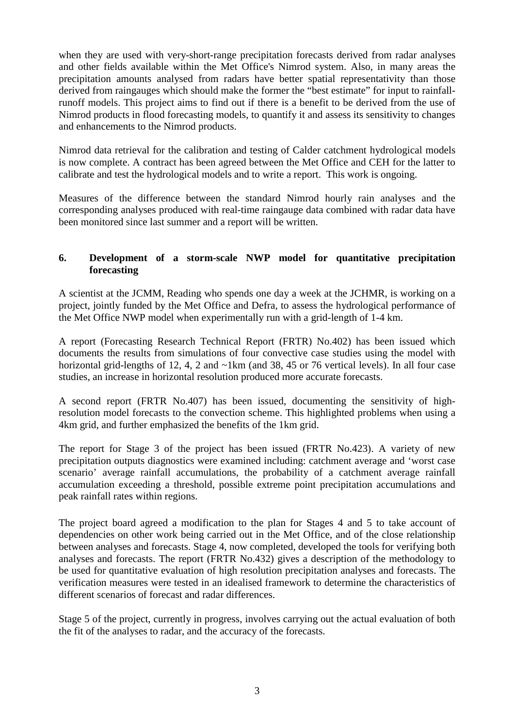when they are used with very-short-range precipitation forecasts derived from radar analyses and other fields available within the Met Office's Nimrod system. Also, in many areas the precipitation amounts analysed from radars have better spatial representativity than those derived from raingauges which should make the former the “best estimate” for input to rainfall-runoff models. This project aims to find out if there is a benefit to be derived from the use of Nimrod products in flood forecasting models, to quantify it and assess its sensitivity to changes and enhancements to the Nimrod products.

Nimrod data retrieval for the calibration and testing of Calder catchment hydrological models is now complete. A contract has been agreed between the Met Office and CEH for the latter to calibrate and test the hydrological models and to write a report. This work is ongoing.

Measures of the difference between the standard Nimrod hourly rain analyses and the corresponding analyses produced with real-time raingauge data combined with radar data have been monitored since last summer and a report will be written.

## 6. Development of a storm-scale NWP model for quantitative precipitation forecasting

A scientist at the JCMM, Reading who spends one day a week at the JCHMR, is working on a project, jointly funded by the Met Office and Defra, to assess the hydrological performance of the Met Office NWP model when experimentally run with a grid-length of 1-4 km.

A report (Forecasting Research Technical Report (FRTR) No.402) has been issued which documents the results from simulations of four convective case studies using the model with horizontal grid-lengths of 12, 4, 2 and ~1km (and 38, 45 or 76 vertical levels). In all four case studies, an increase in horizontal resolution produced more accurate forecasts.

A second report (FRTR No.407) has been issued, documenting the sensitivity of high-resolution model forecasts to the convection scheme. This highlighted problems when using a 4km grid, and further emphasized the benefits of the 1km grid.

The report for Stage 3 of the project has been issued (FRTR No.423). A variety of new precipitation outputs diagnostics were examined including: catchment average and ‘worst case scenario’ average rainfall accumulations, the probability of a catchment average rainfall accumulation exceeding a threshold, possible extreme point precipitation accumulations and peak rainfall rates within regions.

The project board agreed a modification to the plan for Stages 4 and 5 to take account of dependencies on other work being carried out in the Met Office, and of the close relationship between analyses and forecasts. Stage 4, now completed, developed the tools for verifying both analyses and forecasts. The report (FRTR No.432) gives a description of the methodology to be used for quantitative evaluation of high resolution precipitation analyses and forecasts. The verification measures were tested in an idealised framework to determine the characteristics of different scenarios of forecast and radar differences.

Stage 5 of the project, currently in progress, involves carrying out the actual evaluation of both the fit of the analyses to radar, and the accuracy of the forecasts.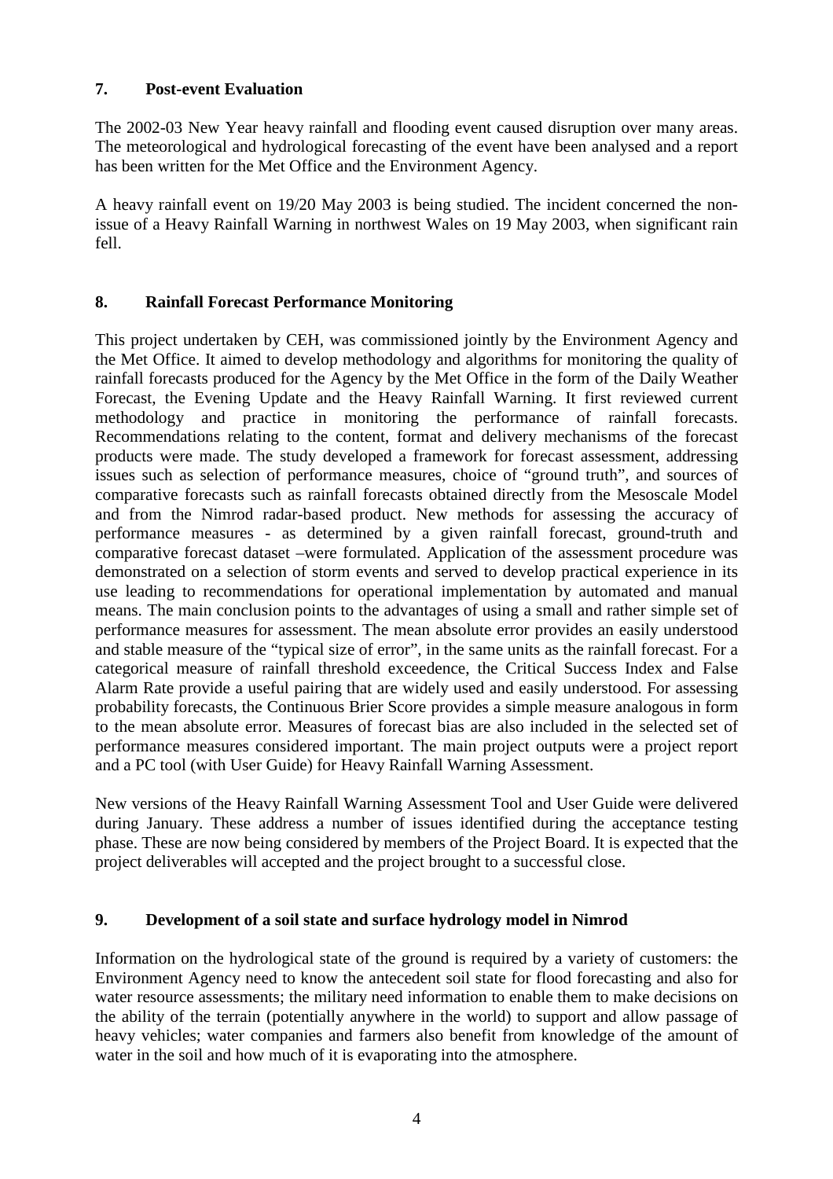## 7. Post-event Evaluation

The 2002-03 New Year heavy rainfall and flooding event caused disruption over many areas. The meteorological and hydrological forecasting of the event have been analysed and a report has been written for the Met Office and the Environment Agency.

A heavy rainfall event on 19/20 May 2003 is being studied. The incident concerned the non-issue of a Heavy Rainfall Warning in northwest Wales on 19 May 2003, when significant rain fell.

## 8. Rainfall Forecast Performance Monitoring

This project undertaken by CEH, was commissioned jointly by the Environment Agency and the Met Office. It aimed to develop methodology and algorithms for monitoring the quality of rainfall forecasts produced for the Agency by the Met Office in the form of the Daily Weather Forecast, the Evening Update and the Heavy Rainfall Warning. It first reviewed current methodology and practice in monitoring the performance of rainfall forecasts. Recommendations relating to the content, format and delivery mechanisms of the forecast products were made. The study developed a framework for forecast assessment, addressing issues such as selection of performance measures, choice of "ground truth", and sources of comparative forecasts such as rainfall forecasts obtained directly from the Mesoscale Model and from the Nimrod radar-based product. New methods for assessing the accuracy of performance measures - as determined by a given rainfall forecast, ground-truth and comparative forecast dataset –were formulated. Application of the assessment procedure was demonstrated on a selection of storm events and served to develop practical experience in its use leading to recommendations for operational implementation by automated and manual means. The main conclusion points to the advantages of using a small and rather simple set of performance measures for assessment. The mean absolute error provides an easily understood and stable measure of the "typical size of error", in the same units as the rainfall forecast. For a categorical measure of rainfall threshold exceedence, the Critical Success Index and False Alarm Rate provide a useful pairing that are widely used and easily understood. For assessing probability forecasts, the Continuous Brier Score provides a simple measure analogous in form to the mean absolute error. Measures of forecast bias are also included in the selected set of performance measures considered important. The main project outputs were a project report and a PC tool (with User Guide) for Heavy Rainfall Warning Assessment.

New versions of the Heavy Rainfall Warning Assessment Tool and User Guide were delivered during January. These address a number of issues identified during the acceptance testing phase. These are now being considered by members of the Project Board. It is expected that the project deliverables will accepted and the project brought to a successful close.

## 9. Development of a soil state and surface hydrology model in Nimrod

Information on the hydrological state of the ground is required by a variety of customers: the Environment Agency need to know the antecedent soil state for flood forecasting and also for water resource assessments; the military need information to enable them to make decisions on the ability of the terrain (potentially anywhere in the world) to support and allow passage of heavy vehicles; water companies and farmers also benefit from knowledge of the amount of water in the soil and how much of it is evaporating into the atmosphere.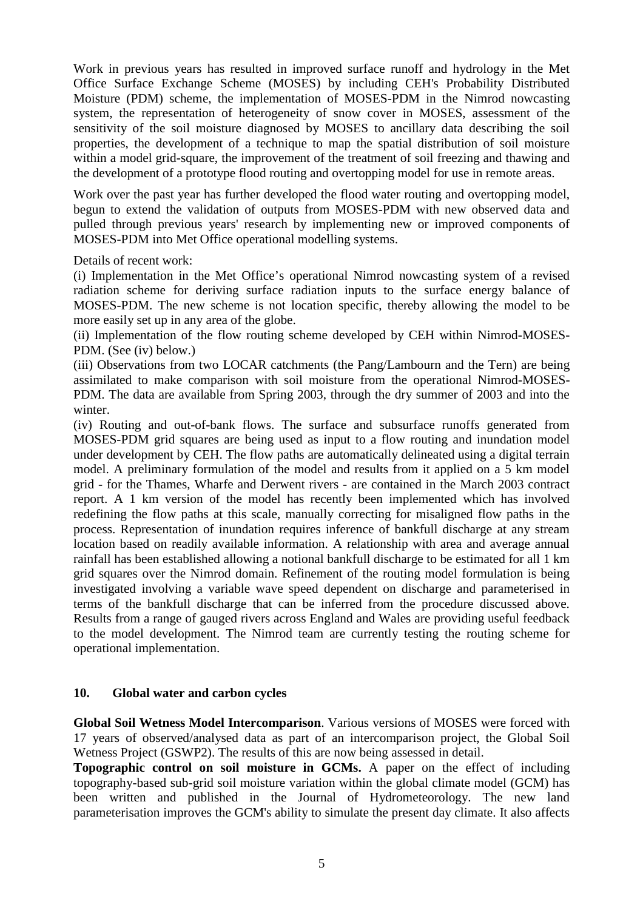Work in previous years has resulted in improved surface runoff and hydrology in the Met Office Surface Exchange Scheme (MOSES) by including CEH's Probability Distributed Moisture (PDM) scheme, the implementation of MOSES-PDM in the Nimrod nowcasting system, the representation of heterogeneity of snow cover in MOSES, assessment of the sensitivity of the soil moisture diagnosed by MOSES to ancillary data describing the soil properties, the development of a technique to map the spatial distribution of soil moisture within a model grid-square, the improvement of the treatment of soil freezing and thawing and the development of a prototype flood routing and overtopping model for use in remote areas.

Work over the past year has further developed the flood water routing and overtopping model, begun to extend the validation of outputs from MOSES-PDM with new observed data and pulled through previous years' research by implementing new or improved components of MOSES-PDM into Met Office operational modelling systems.

Details of recent work:

(i) Implementation in the Met Office's operational Nimrod nowcasting system of a revised radiation scheme for deriving surface radiation inputs to the surface energy balance of MOSES-PDM. The new scheme is not location specific, thereby allowing the model to be more easily set up in any area of the globe.

(ii) Implementation of the flow routing scheme developed by CEH within Nimrod-MOSES-PDM. (See (iv) below.)

(iii) Observations from two LOCAR catchments (the Pang/Lambourn and the Tern) are being assimilated to make comparison with soil moisture from the operational Nimrod-MOSES-PDM. The data are available from Spring 2003, through the dry summer of 2003 and into the winter.

(iv) Routing and out-of-bank flows. The surface and subsurface runoffs generated from MOSES-PDM grid squares are being used as input to a flow routing and inundation model under development by CEH. The flow paths are automatically delineated using a digital terrain model. A preliminary formulation of the model and results from it applied on a 5 km model grid - for the Thames, Wharfe and Derwent rivers - are contained in the March 2003 contract report. A 1 km version of the model has recently been implemented which has involved redefining the flow paths at this scale, manually correcting for misaligned flow paths in the process. Representation of inundation requires inference of bankfull discharge at any stream location based on readily available information. A relationship with area and average annual rainfall has been established allowing a notional bankfull discharge to be estimated for all 1 km grid squares over the Nimrod domain. Refinement of the routing model formulation is being investigated involving a variable wave speed dependent on discharge and parameterised in terms of the bankfull discharge that can be inferred from the procedure discussed above. Results from a range of gauged rivers across England and Wales are providing useful feedback to the model development. The Nimrod team are currently testing the routing scheme for operational implementation.

## 10. Global water and carbon cycles

**Global Soil Wetness Model Intercomparison**. Various versions of MOSES were forced with 17 years of observed/analysed data as part of an intercomparison project, the Global Soil Wetness Project (GSWP2). The results of this are now being assessed in detail.

**Topographic control on soil moisture in GCMs.** A paper on the effect of including topography-based sub-grid soil moisture variation within the global climate model (GCM) has been written and published in the Journal of Hydrometeorology. The new land parameterisation improves the GCM's ability to simulate the present day climate. It also affects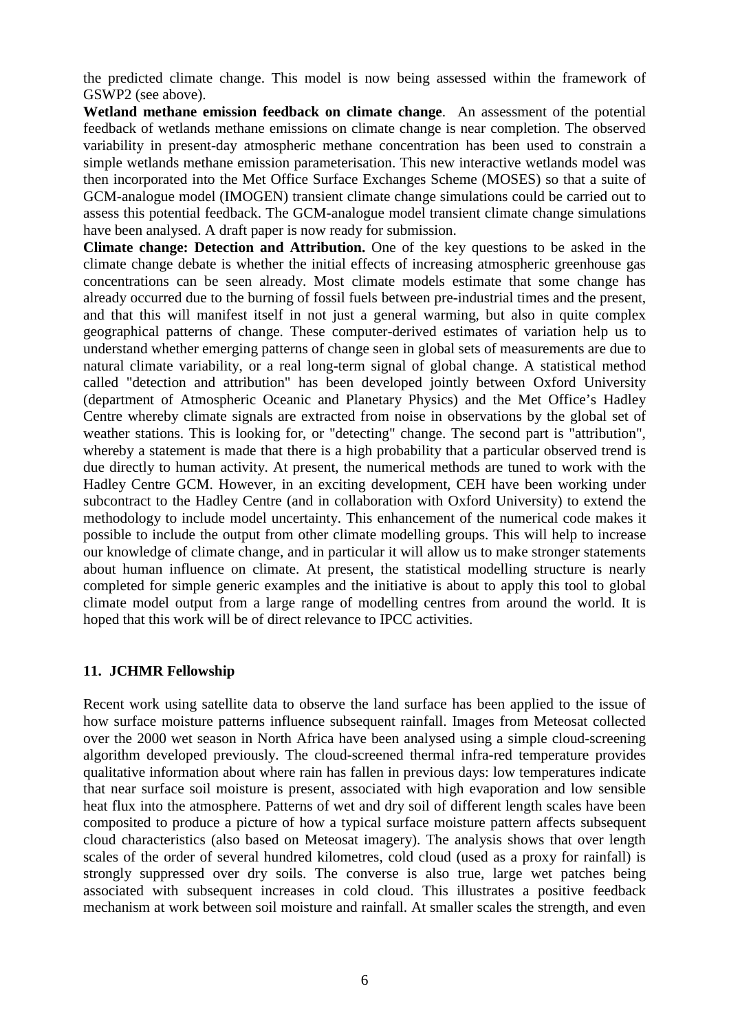the predicted climate change. This model is now being assessed within the framework of GSWP2 (see above).

**Wetland methane emission feedback on climate change**. An assessment of the potential feedback of wetlands methane emissions on climate change is near completion. The observed variability in present-day atmospheric methane concentration has been used to constrain a simple wetlands methane emission parameterisation. This new interactive wetlands model was then incorporated into the Met Office Surface Exchanges Scheme (MOSES) so that a suite of GCM-analogue model (IMOGEN) transient climate change simulations could be carried out to assess this potential feedback. The GCM-analogue model transient climate change simulations have been analysed. A draft paper is now ready for submission.

**Climate change: Detection and Attribution.** One of the key questions to be asked in the climate change debate is whether the initial effects of increasing atmospheric greenhouse gas concentrations can be seen already. Most climate models estimate that some change has already occurred due to the burning of fossil fuels between pre-industrial times and the present, and that this will manifest itself in not just a general warming, but also in quite complex geographical patterns of change. These computer-derived estimates of variation help us to understand whether emerging patterns of change seen in global sets of measurements are due to natural climate variability, or a real long-term signal of global change. A statistical method called "detection and attribution" has been developed jointly between Oxford University (department of Atmospheric Oceanic and Planetary Physics) and the Met Office's Hadley Centre whereby climate signals are extracted from noise in observations by the global set of weather stations. This is looking for, or "detecting" change. The second part is "attribution", whereby a statement is made that there is a high probability that a particular observed trend is due directly to human activity. At present, the numerical methods are tuned to work with the Hadley Centre GCM. However, in an exciting development, CEH have been working under subcontract to the Hadley Centre (and in collaboration with Oxford University) to extend the methodology to include model uncertainty. This enhancement of the numerical code makes it possible to include the output from other climate modelling groups. This will help to increase our knowledge of climate change, and in particular it will allow us to make stronger statements about human influence on climate. At present, the statistical modelling structure is nearly completed for simple generic examples and the initiative is about to apply this tool to global climate model output from a large range of modelling centres from around the world. It is hoped that this work will be of direct relevance to IPCC activities.

## 11. JCHMR Fellowship

Recent work using satellite data to observe the land surface has been applied to the issue of how surface moisture patterns influence subsequent rainfall. Images from Meteosat collected over the 2000 wet season in North Africa have been analysed using a simple cloud-screening algorithm developed previously. The cloud-screened thermal infra-red temperature provides qualitative information about where rain has fallen in previous days: low temperatures indicate that near surface soil moisture is present, associated with high evaporation and low sensible heat flux into the atmosphere. Patterns of wet and dry soil of different length scales have been composited to produce a picture of how a typical surface moisture pattern affects subsequent cloud characteristics (also based on Meteosat imagery). The analysis shows that over length scales of the order of several hundred kilometres, cold cloud (used as a proxy for rainfall) is strongly suppressed over dry soils. The converse is also true, large wet patches being associated with subsequent increases in cold cloud. This illustrates a positive feedback mechanism at work between soil moisture and rainfall. At smaller scales the strength, and even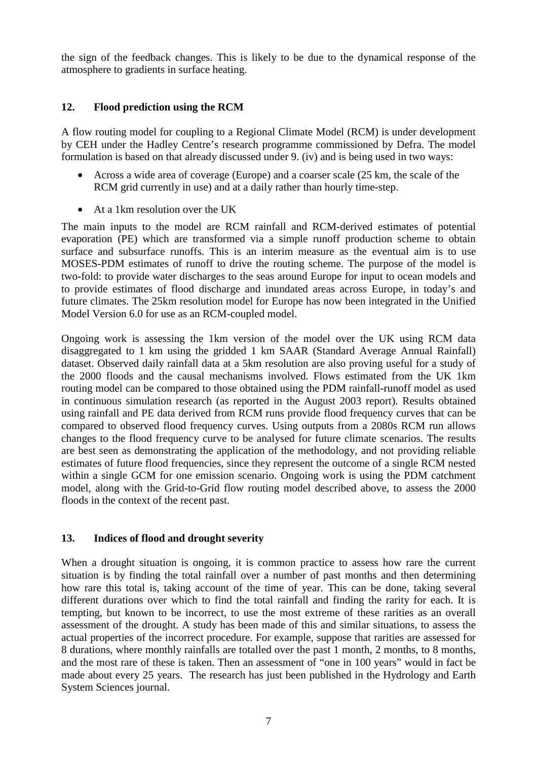the sign of the feedback changes. This is likely to be due to the dynamical response of the atmosphere to gradients in surface heating.

## 12. Flood prediction using the RCM

A flow routing model for coupling to a Regional Climate Model (RCM) is under development by CEH under the Hadley Centre's research programme commissioned by Defra. The model formulation is based on that already discussed under 9. (iv) and is being used in two ways:

- Across a wide area of coverage (Europe) and a coarser scale (25 km, the scale of the RCM grid currently in use) and at a daily rather than hourly time-step.
- At a 1km resolution over the UK

The main inputs to the model are RCM rainfall and RCM-derived estimates of potential evaporation (PE) which are transformed via a simple runoff production scheme to obtain surface and subsurface runoffs. This is an interim measure as the eventual aim is to use MOSES-PDM estimates of runoff to drive the routing scheme. The purpose of the model is two-fold: to provide water discharges to the seas around Europe for input to ocean models and to provide estimates of flood discharge and inundated areas across Europe, in today's and future climates. The 25km resolution model for Europe has now been integrated in the Unified Model Version 6.0 for use as an RCM-coupled model.

Ongoing work is assessing the 1km version of the model over the UK using RCM data disaggregated to 1 km using the gridded 1 km SAAR (Standard Average Annual Rainfall) dataset. Observed daily rainfall data at a 5km resolution are also proving useful for a study of the 2000 floods and the causal mechanisms involved. Flows estimated from the UK 1km routing model can be compared to those obtained using the PDM rainfall-runoff model as used in continuous simulation research (as reported in the August 2003 report). Results obtained using rainfall and PE data derived from RCM runs provide flood frequency curves that can be compared to observed flood frequency curves. Using outputs from a 2080s RCM run allows changes to the flood frequency curve to be analysed for future climate scenarios. The results are best seen as demonstrating the application of the methodology, and not providing reliable estimates of future flood frequencies, since they represent the outcome of a single RCM nested within a single GCM for one emission scenario. Ongoing work is using the PDM catchment model, along with the Grid-to-Grid flow routing model described above, to assess the 2000 floods in the context of the recent past.

## 13. Indices of flood and drought severity

When a drought situation is ongoing, it is common practice to assess how rare the current situation is by finding the total rainfall over a number of past months and then determining how rare this total is, taking account of the time of year. This can be done, taking several different durations over which to find the total rainfall and finding the rarity for each. It is tempting, but known to be incorrect, to use the most extreme of these rarities as an overall assessment of the drought. A study has been made of this and similar situations, to assess the actual properties of the incorrect procedure. For example, suppose that rarities are assessed for 8 durations, where monthly rainfalls are totalled over the past 1 month, 2 months, to 8 months, and the most rare of these is taken. Then an assessment of "one in 100 years" would in fact be made about every 25 years. The research has just been published in the Hydrology and Earth System Sciences journal.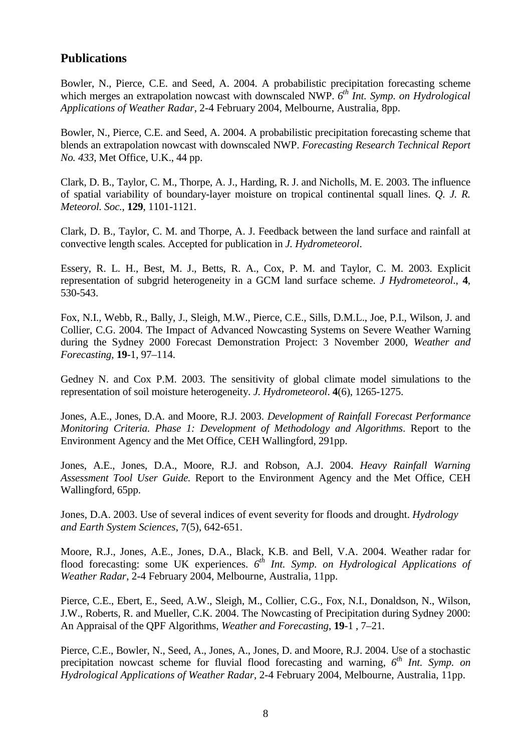## Publications

Bowler, N., Pierce, C.E. and Seed, A. 2004. A probabilistic precipitation forecasting scheme which merges an extrapolation nowcast with downscaled NWP. *6th Int. Symp. on Hydrological Applications of Weather Radar*, 2-4 February 2004, Melbourne, Australia, 8pp.

Bowler, N., Pierce, C.E. and Seed, A. 2004. A probabilistic precipitation forecasting scheme that blends an extrapolation nowcast with downscaled NWP. *Forecasting Research Technical Report No. 433*, Met Office, U.K., 44 pp.

Clark, D. B., Taylor, C. M., Thorpe, A. J., Harding, R. J. and Nicholls, M. E. 2003. The influence of spatial variability of boundary-layer moisture on tropical continental squall lines. *Q. J. R. Meteorol. Soc.*, **129**, 1101-1121.

Clark, D. B., Taylor, C. M. and Thorpe, A. J. Feedback between the land surface and rainfall at convective length scales. Accepted for publication in *J. Hydrometeorol*.

Essery, R. L. H., Best, M. J., Betts, R. A., Cox, P. M. and Taylor, C. M. 2003. Explicit representation of subgrid heterogeneity in a GCM land surface scheme. *J Hydrometeorol*., **4**, 530-543.

Fox, N.I., Webb, R., Bally, J., Sleigh, M.W., Pierce, C.E., Sills, D.M.L., Joe, P.I., Wilson, J. and Collier, C.G. 2004. The Impact of Advanced Nowcasting Systems on Severe Weather Warning during the Sydney 2000 Forecast Demonstration Project: 3 November 2000, *Weather and Forecasting*, **19**-1, 97–114.

Gedney N. and Cox P.M. 2003. The sensitivity of global climate model simulations to the representation of soil moisture heterogeneity. *J. Hydrometeorol*. **4**(6), 1265-1275.

Jones, A.E., Jones, D.A. and Moore, R.J. 2003. *Development of Rainfall Forecast Performance Monitoring Criteria. Phase 1: Development of Methodology and Algorithms*. Report to the Environment Agency and the Met Office, CEH Wallingford, 291pp.

Jones, A.E., Jones, D.A., Moore, R.J. and Robson, A.J. 2004. *Heavy Rainfall Warning Assessment Tool User Guide.* Report to the Environment Agency and the Met Office, CEH Wallingford, 65pp.

Jones, D.A. 2003. Use of several indices of event severity for floods and drought. *Hydrology and Earth System Sciences*, 7(5), 642-651.

Moore, R.J., Jones, A.E., Jones, D.A., Black, K.B. and Bell, V.A. 2004. Weather radar for flood forecasting: some UK experiences. *6th Int. Symp. on Hydrological Applications of Weather Radar*, 2-4 February 2004, Melbourne, Australia, 11pp.

Pierce, C.E., Ebert, E., Seed, A.W., Sleigh, M., Collier, C.G., Fox, N.I., Donaldson, N., Wilson, J.W., Roberts, R. and Mueller, C.K. 2004. The Nowcasting of Precipitation during Sydney 2000: An Appraisal of the QPF Algorithms, *Weather and Forecasting*, **19**-1 , 7–21.

Pierce, C.E., Bowler, N., Seed, A., Jones, A., Jones, D. and Moore, R.J. 2004. Use of a stochastic precipitation nowcast scheme for fluvial flood forecasting and warning, *6th Int. Symp. on Hydrological Applications of Weather Radar*, 2-4 February 2004, Melbourne, Australia, 11pp.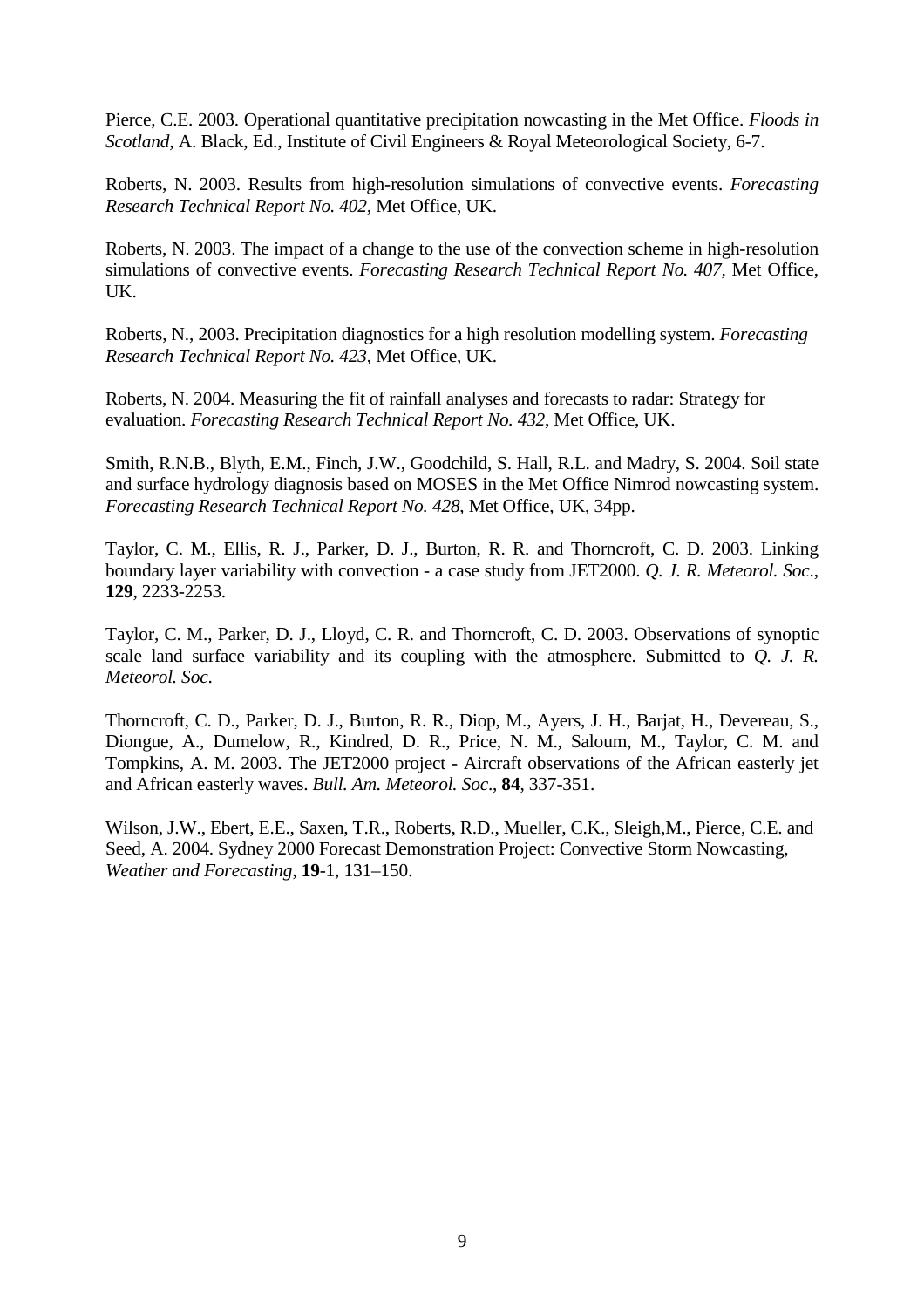Pierce, C.E. 2003. Operational quantitative precipitation nowcasting in the Met Office. *Floods in Scotland*, A. Black, Ed., Institute of Civil Engineers & Royal Meteorological Society, 6-7.

Roberts, N. 2003. Results from high-resolution simulations of convective events. *Forecasting Research Technical Report No. 402*, Met Office, UK.

Roberts, N. 2003. The impact of a change to the use of the convection scheme in high-resolution simulations of convective events. *Forecasting Research Technical Report No. 407*, Met Office, UK.

Roberts, N., 2003. Precipitation diagnostics for a high resolution modelling system. *Forecasting Research Technical Report No. 423*, Met Office, UK.

Roberts, N. 2004. Measuring the fit of rainfall analyses and forecasts to radar: Strategy for evaluation. *Forecasting Research Technical Report No. 432*, Met Office, UK.

Smith, R.N.B., Blyth, E.M., Finch, J.W., Goodchild, S. Hall, R.L. and Madry, S. 2004. Soil state and surface hydrology diagnosis based on MOSES in the Met Office Nimrod nowcasting system. *Forecasting Research Technical Report No. 428*, Met Office, UK, 34pp.

Taylor, C. M., Ellis, R. J., Parker, D. J., Burton, R. R. and Thorncroft, C. D. 2003. Linking boundary layer variability with convection - a case study from JET2000. *Q. J. R. Meteorol. Soc*., **129**, 2233-2253.

Taylor, C. M., Parker, D. J., Lloyd, C. R. and Thorncroft, C. D. 2003. Observations of synoptic scale land surface variability and its coupling with the atmosphere. Submitted to *Q. J. R. Meteorol. Soc*.

Thorncroft, C. D., Parker, D. J., Burton, R. R., Diop, M., Ayers, J. H., Barjat, H., Devereau, S., Diongue, A., Dumelow, R., Kindred, D. R., Price, N. M., Saloum, M., Taylor, C. M. and Tompkins, A. M. 2003. The JET2000 project - Aircraft observations of the African easterly jet and African easterly waves. *Bull. Am. Meteorol. Soc*., **84**, 337-351.

Wilson, J.W., Ebert, E.E., Saxen, T.R., Roberts, R.D., Mueller, C.K., Sleigh,M., Pierce, C.E. and Seed, A. 2004. Sydney 2000 Forecast Demonstration Project: Convective Storm Nowcasting, *Weather and Forecasting*, **19**-1, 131–150.